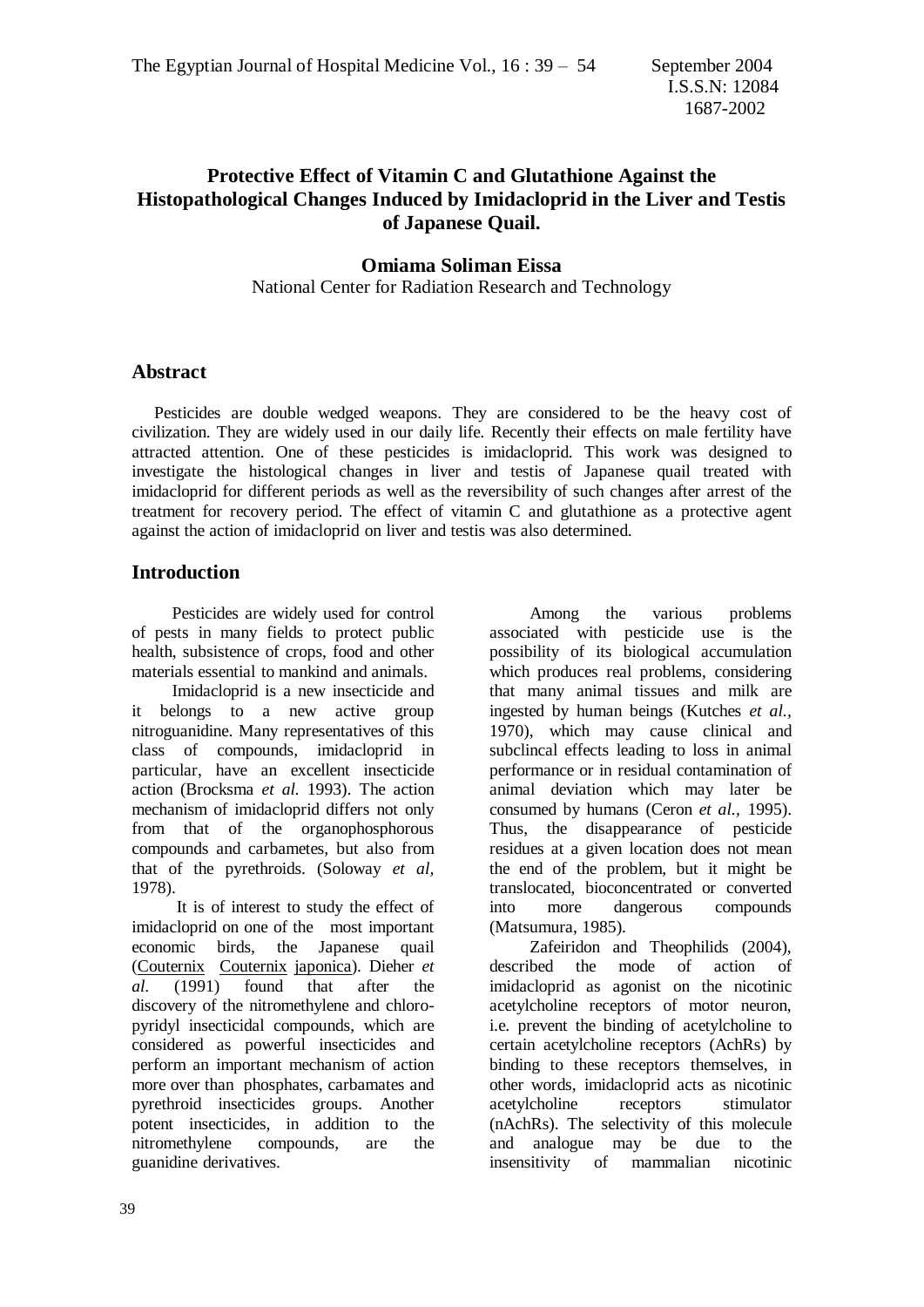# Protective Effect of Vitamin C and Glutathione Against the Histopathological Changes Induced by Imidacloprid in the Liver and Testis of Japanese Quail.

**Omiama Soliman Eissa**

National Center for Radiation Research and Technology

## Abstract

Pesticides are double wedged weapons. They are considered to be the heavy cost of civilization. They are widely used in our daily life. Recently their effects on male fertility have attracted attention. One of these pesticides is imidacloprid. This work was designed to investigate the histological changes in liver and testis of Japanese quail treated with imidacloprid for different periods as well as the reversibility of such changes after arrest of the treatment for recovery period. The effect of vitamin C and glutathione as a protective agent against the action of imidacloprid on liver and testis was also determined.

## Introduction

Pesticides are widely used for control of pests in many fields to protect public health, subsistence of crops, food and other materials essential to mankind and animals.

Imidacloprid is a new insecticide and it belongs to a new active group nitroguanidine. Many representatives of this class of compounds, imidacloprid in particular, have an excellent insecticide action (Brocksma *et al.* 1993). The action mechanism of imidacloprid differs not only from that of the organophosphorous compounds and carbametes, but also from that of the pyrethroids. (Soloway *et al,* 1978).

It is of interest to study the effect of imidacloprid on one of the most important economic birds, the Japanese quail (Couternix Couternix japonica). Dieher *et al.* (1991) found that after the discovery of the nitromethylene and chloro-pyridyl insecticidal compounds, which are considered as powerful insecticides and perform an important mechanism of action more over than phosphates, carbamates and pyrethroid insecticides groups. Another potent insecticides, in addition to the nitromethylene compounds, are the guanidine derivatives.

Among the various problems associated with pesticide use is the possibility of its biological accumulation which produces real problems, considering that many animal tissues and milk are ingested by human beings (Kutches *et al.,* 1970), which may cause clinical and subclincal effects leading to loss in animal performance or in residual contamination of animal deviation which may later be consumed by humans (Ceron *et al.,* 1995). Thus, the disappearance of pesticide residues at a given location does not mean the end of the problem, but it might be translocated, bioconcentrated or converted into more dangerous compounds (Matsumura, 1985).

Zafeiridon and Theophilids (2004), described the mode of action of imidacloprid as agonist on the nicotinic acetylcholine receptors of motor neuron, i.e. prevent the binding of acetylcholine to certain acetylcholine receptors (AchRs) by binding to these receptors themselves, in other words, imidacloprid acts as nicotinic acetylcholine receptors stimulator (nAchRs). The selectivity of this molecule and analogue may be due to the insensitivity of mammalian nicotinic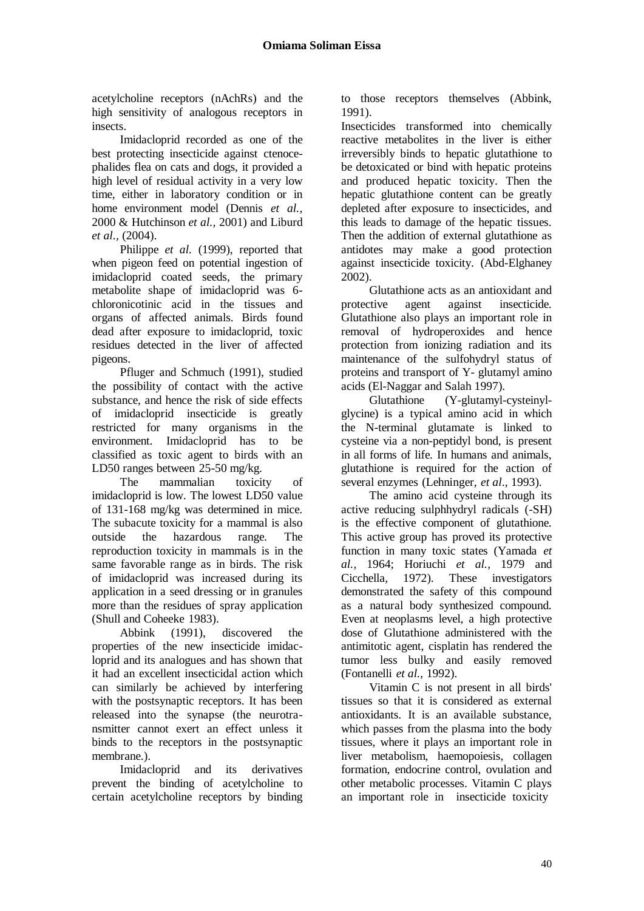acetylcholine receptors (nAchRs) and the high sensitivity of analogous receptors in insects.

Imidacloprid recorded as one of the best protecting insecticide against ctenocephalides flea on cats and dogs, it provided a high level of residual activity in a very low time, either in laboratory condition or in home environment model (Dennis *et al.,* 2000 & Hutchinson *et al.,* 2001) and Liburd *et al.,* (2004).

Philippe *et al.* (1999), reported that when pigeon feed on potential ingestion of imidacloprid coated seeds, the primary metabolite shape of imidacloprid was 6-chloronicotinic acid in the tissues and organs of affected animals. Birds found dead after exposure to imidacloprid, toxic residues detected in the liver of affected pigeons.

Pfluger and Schmuch (1991), studied the possibility of contact with the active substance, and hence the risk of side effects of imidacloprid insecticide is greatly restricted for many organisms in the environment. Imidacloprid has to be classified as toxic agent to birds with an LD50 ranges between 25-50 mg/kg.

The mammalian toxicity of imidacloprid is low. The lowest LD50 value of 131-168 mg/kg was determined in mice. The subacute toxicity for a mammal is also outside the hazardous range. The reproduction toxicity in mammals is in the same favorable range as in birds. The risk of imidacloprid was increased during its application in a seed dressing or in granules more than the residues of spray application (Shull and Coheeke 1983).

Abbink (1991), discovered the properties of the new insecticide imidacloprid and its analogues and has shown that it had an excellent insecticidal action which can similarly be achieved by interfering with the postsynaptic receptors. It has been released into the synapse (the neurotransmitter cannot exert an effect unless it binds to the receptors in the postsynaptic membrane.).

Imidacloprid and its derivatives prevent the binding of acetylcholine to certain acetylcholine receptors by binding to those receptors themselves (Abbink, 1991).

Insecticides transformed into chemically reactive metabolites in the liver is either irreversibly binds to hepatic glutathione to be detoxicated or bind with hepatic proteins and produced hepatic toxicity. Then the hepatic glutathione content can be greatly depleted after exposure to insecticides, and this leads to damage of the hepatic tissues. Then the addition of external glutathione as antidotes may make a good protection against insecticide toxicity. (Abd-Elghaney 2002).

Glutathione acts as an antioxidant and protective agent against insecticide. Glutathione also plays an important role in removal of hydroperoxides and hence protection from ionizing radiation and its maintenance of the sulfohydryl status of proteins and transport of Y- glutamyl amino acids (El-Naggar and Salah 1997).

Glutathione (Y-glutamyl-cysteinyl-glycine) is a typical amino acid in which the N-terminal glutamate is linked to cysteine via a non-peptidyl bond, is present in all forms of life. In humans and animals, glutathione is required for the action of several enzymes (Lehninger, *et al*., 1993).

The amino acid cysteine through its active reducing sulphhydryl radicals (-SH) is the effective component of glutathione. This active group has proved its protective function in many toxic states (Yamada *et al.,* 1964; Horiuchi *et al.,* 1979 and Cicchella, 1972). These investigators demonstrated the safety of this compound as a natural body synthesized compound. Even at neoplasms level, a high protective dose of Glutathione administered with the antimitotic agent, cisplatin has rendered the tumor less bulky and easily removed (Fontanelli *et al.,* 1992).

Vitamin C is not present in all birds' tissues so that it is considered as external antioxidants. It is an available substance, which passes from the plasma into the body tissues, where it plays an important role in liver metabolism, haemopoiesis, collagen formation, endocrine control, ovulation and other metabolic processes. Vitamin C plays an important role in insecticide toxicity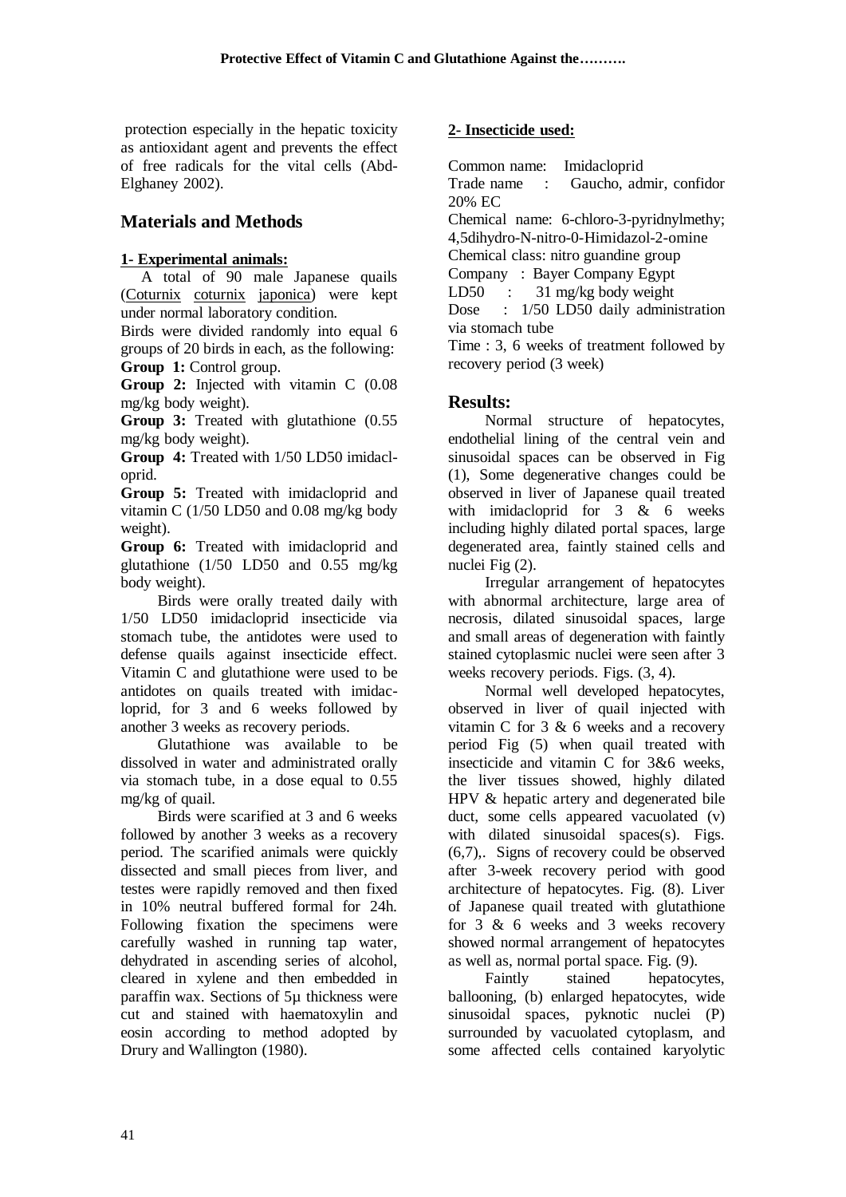protection especially in the hepatic toxicity as antioxidant agent and prevents the effect of free radicals for the vital cells (Abd-Elghaney 2002).

## Materials and Methods

### 1- Experimental animals:

A total of 90 male Japanese quails (Coturnix coturnix japonica) were kept under normal laboratory condition.

Birds were divided randomly into equal 6 groups of 20 birds in each, as the following:

**Group 1:** Control group.

**Group 2:** Injected with vitamin C (0.08 mg/kg body weight).

**Group 3:** Treated with glutathione (0.55 mg/kg body weight).

**Group 4:** Treated with 1/50 LD50 imidacloprid.

**Group 5:** Treated with imidacloprid and vitamin C (1/50 LD50 and 0.08 mg/kg body weight).

**Group 6:** Treated with imidacloprid and glutathione (1/50 LD50 and 0.55 mg/kg body weight).

Birds were orally treated daily with 1/50 LD50 imidacloprid insecticide via stomach tube, the antidotes were used to defense quails against insecticide effect. Vitamin C and glutathione were used to be antidotes on quails treated with imidacloprid, for 3 and 6 weeks followed by another 3 weeks as recovery periods.

Glutathione was available to be dissolved in water and administrated orally via stomach tube, in a dose equal to 0.55 mg/kg of quail.

Birds were scarified at 3 and 6 weeks followed by another 3 weeks as a recovery period. The scarified animals were quickly dissected and small pieces from liver, and testes were rapidly removed and then fixed in 10% neutral buffered formal for 24h. Following fixation the specimens were carefully washed in running tap water, dehydrated in ascending series of alcohol, cleared in xylene and then embedded in paraffin wax. Sections of 5µ thickness were cut and stained with haematoxylin and eosin according to method adopted by Drury and Wallington (1980).

### 2- Insecticide used:

Common name: Imidacloprid
Trade name : Gaucho, admir, confidor 20% EC
Chemical name: 6-chloro-3-pyridnylmethy; 4,5dihydro-N-nitro-0-Himidazol-2-omine
Chemical class: nitro guandine group
Company : Bayer Company Egypt
LD50 : 31 mg/kg body weight
Dose : 1/50 LD50 daily administration via stomach tube
Time : 3, 6 weeks of treatment followed by recovery period (3 week)

## Results:

Normal structure of hepatocytes, endothelial lining of the central vein and sinusoidal spaces can be observed in Fig (1), Some degenerative changes could be observed in liver of Japanese quail treated with imidacloprid for 3 & 6 weeks including highly dilated portal spaces, large degenerated area, faintly stained cells and nuclei Fig (2).

Irregular arrangement of hepatocytes with abnormal architecture, large area of necrosis, dilated sinusoidal spaces, large and small areas of degeneration with faintly stained cytoplasmic nuclei were seen after 3 weeks recovery periods. Figs. (3, 4).

Normal well developed hepatocytes, observed in liver of quail injected with vitamin C for 3 & 6 weeks and a recovery period Fig (5) when quail treated with insecticide and vitamin C for 3&6 weeks, the liver tissues showed, highly dilated HPV & hepatic artery and degenerated bile duct, some cells appeared vacuolated (v) with dilated sinusoidal spaces(s). Figs. (6,7),. Signs of recovery could be observed after 3-week recovery period with good architecture of hepatocytes. Fig. (8). Liver of Japanese quail treated with glutathione for 3 & 6 weeks and 3 weeks recovery showed normal arrangement of hepatocytes as well as, normal portal space. Fig. (9).

Faintly stained hepatocytes, ballooning, (b) enlarged hepatocytes, wide sinusoidal spaces, pyknotic nuclei (P) surrounded by vacuolated cytoplasm, and some affected cells contained karyolytic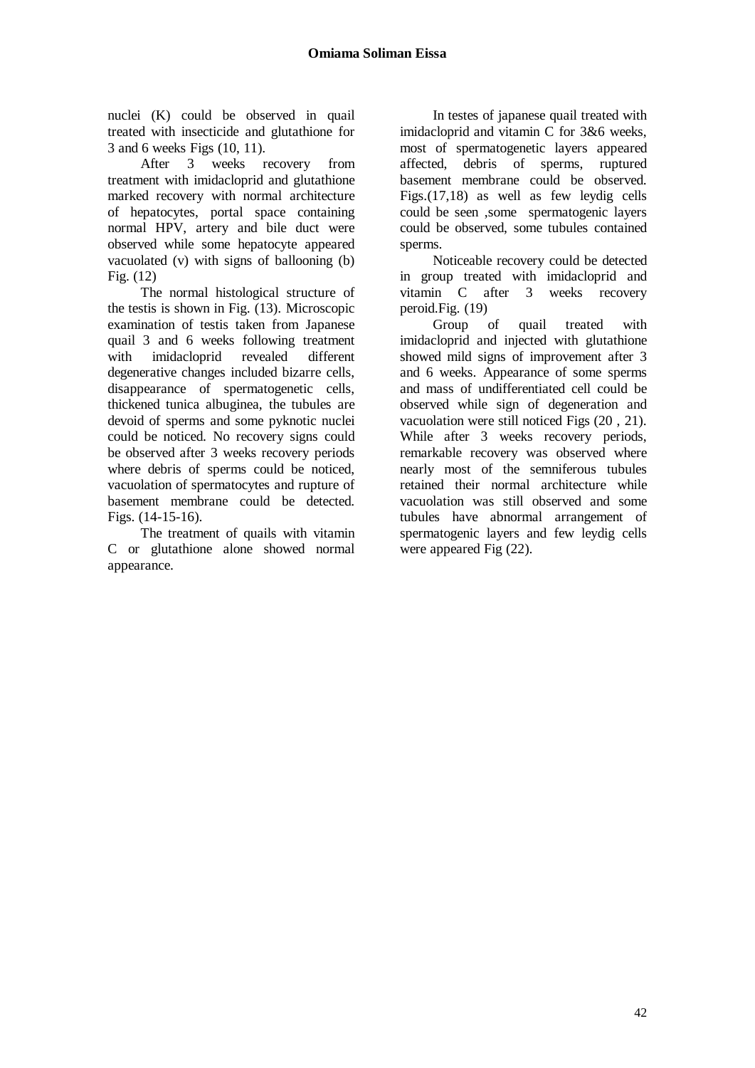nuclei (K) could be observed in quail treated with insecticide and glutathione for 3 and 6 weeks Figs (10, 11).

After 3 weeks recovery from treatment with imidacloprid and glutathione marked recovery with normal architecture of hepatocytes, portal space containing normal HPV, artery and bile duct were observed while some hepatocyte appeared vacuolated (v) with signs of ballooning (b) Fig. (12)

The normal histological structure of the testis is shown in Fig. (13). Microscopic examination of testis taken from Japanese quail 3 and 6 weeks following treatment with imidacloprid revealed different degenerative changes included bizarre cells, disappearance of spermatogenetic cells, thickened tunica albuginea, the tubules are devoid of sperms and some pyknotic nuclei could be noticed. No recovery signs could be observed after 3 weeks recovery periods where debris of sperms could be noticed, vacuolation of spermatocytes and rupture of basement membrane could be detected. Figs. (14-15-16).

The treatment of quails with vitamin C or glutathione alone showed normal appearance.

In testes of japanese quail treated with imidacloprid and vitamin C for 3&6 weeks, most of spermatogenetic layers appeared affected, debris of sperms, ruptured basement membrane could be observed. Figs.(17,18) as well as few leydig cells could be seen ,some spermatogenic layers could be observed, some tubules contained sperms.

Noticeable recovery could be detected in group treated with imidacloprid and vitamin C after 3 weeks recovery peroid.Fig. (19)

Group of quail treated with imidacloprid and injected with glutathione showed mild signs of improvement after 3 and 6 weeks. Appearance of some sperms and mass of undifferentiated cell could be observed while sign of degeneration and vacuolation were still noticed Figs (20 , 21). While after 3 weeks recovery periods, remarkable recovery was observed where nearly most of the semniferous tubules retained their normal architecture while vacuolation was still observed and some tubules have abnormal arrangement of spermatogenic layers and few leydig cells were appeared Fig (22).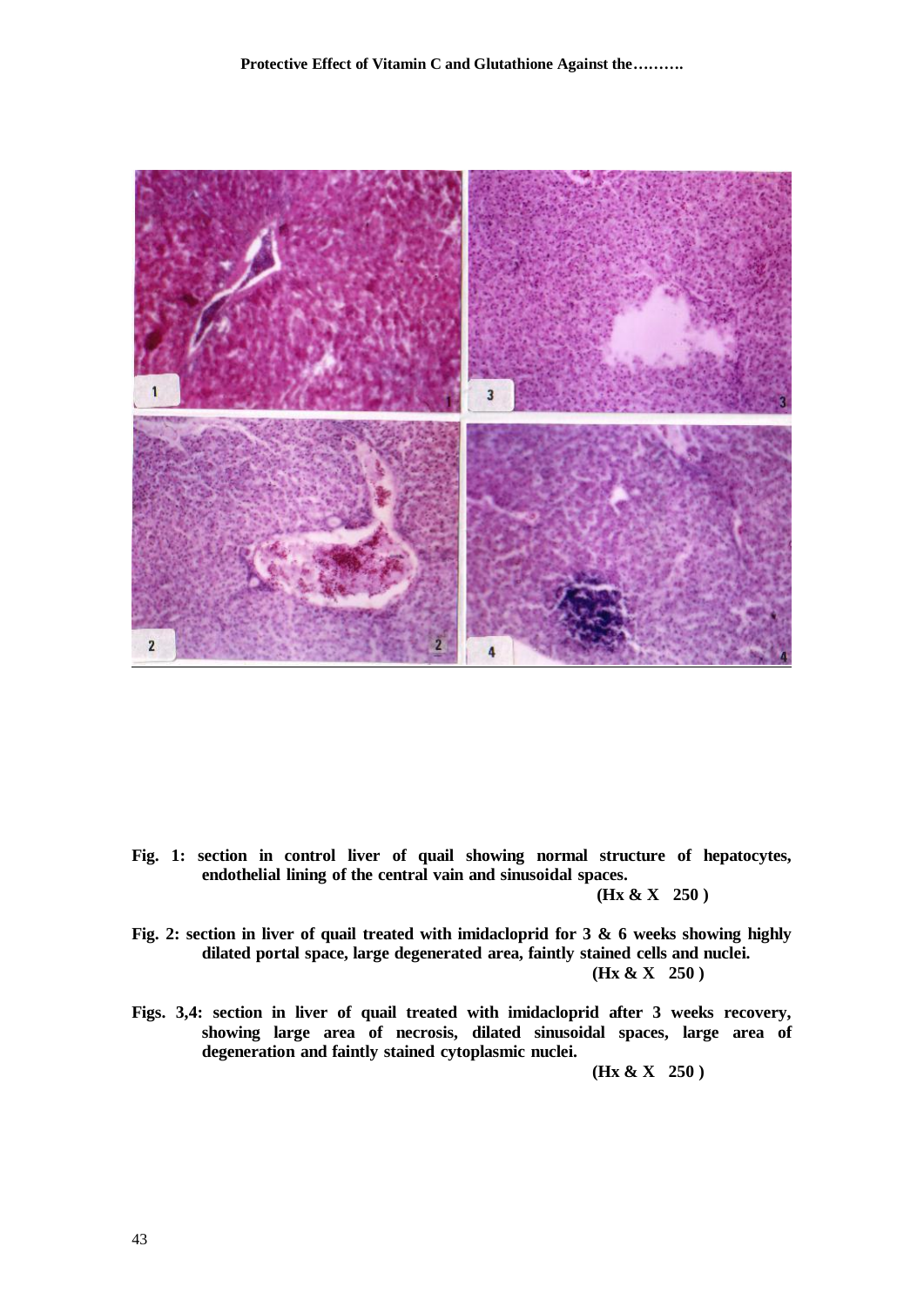**Fig. 1:** section in control liver of quail showing normal structure of hepatocytes, endothelial lining of the central vain and sinusoidal spaces.
**(Hx & X 250 )**

**Fig. 2:** section in liver of quail treated with imidacloprid for 3 & 6 weeks showing highly dilated portal space, large degenerated area, faintly stained cells and nuclei.
**(Hx & X 250 )**

**Figs. 3,4:** section in liver of quail treated with imidacloprid after 3 weeks recovery, showing large area of necrosis, dilated sinusoidal spaces, large area of degeneration and faintly stained cytoplasmic nuclei.
**(Hx & X 250 )**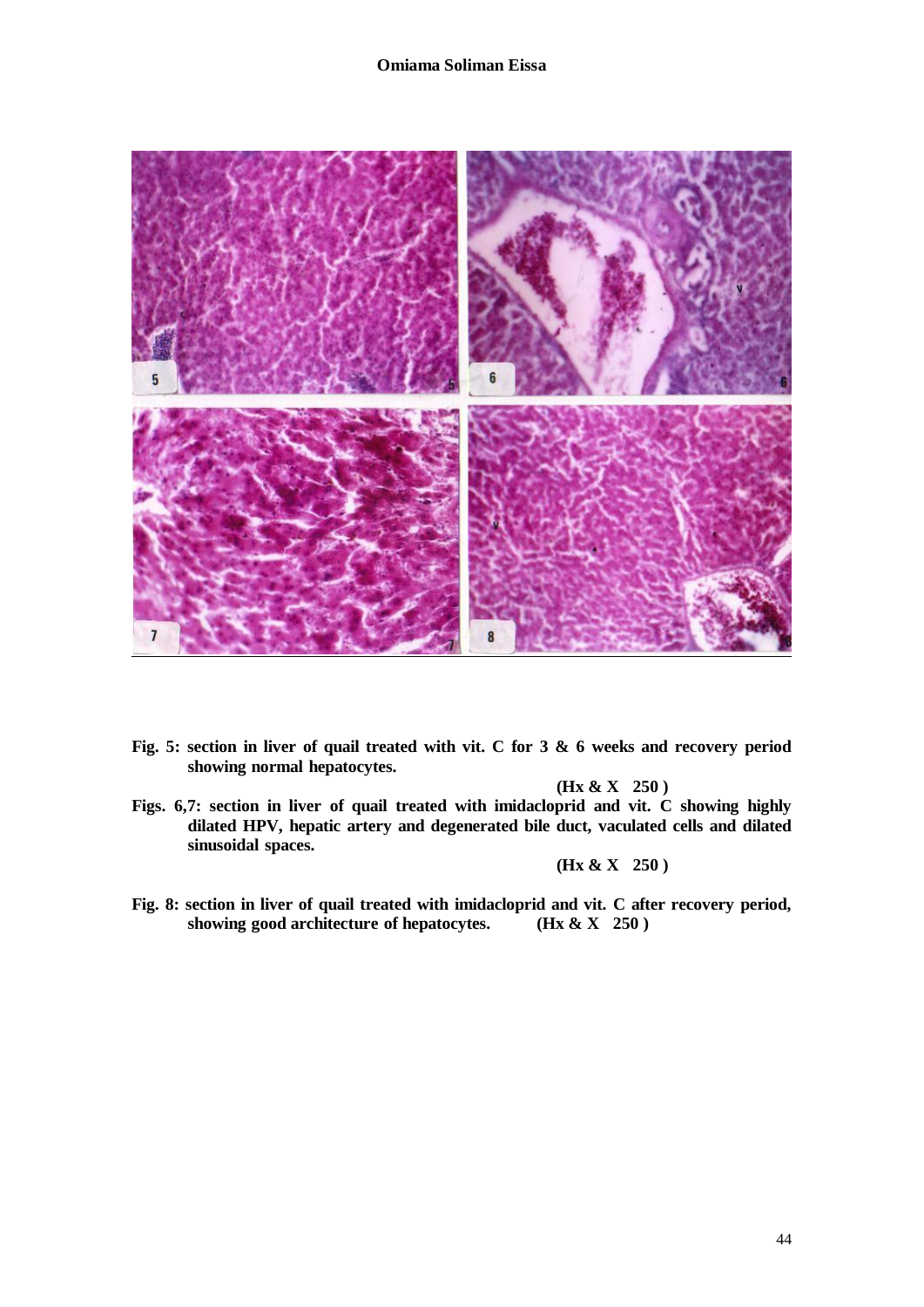**Fig. 5: section in liver of quail treated with vit. C for 3 & 6 weeks and recovery period showing normal hepatocytes.**

**(Hx & X 250 )**

**Figs. 6,7: section in liver of quail treated with imidacloprid and vit. C showing highly dilated HPV, hepatic artery and degenerated bile duct, vaculated cells and dilated sinusoidal spaces.**

**(Hx & X 250 )**

**Fig. 8: section in liver of quail treated with imidacloprid and vit. C after recovery period, showing good architecture of hepatocytes. (Hx & X 250 )**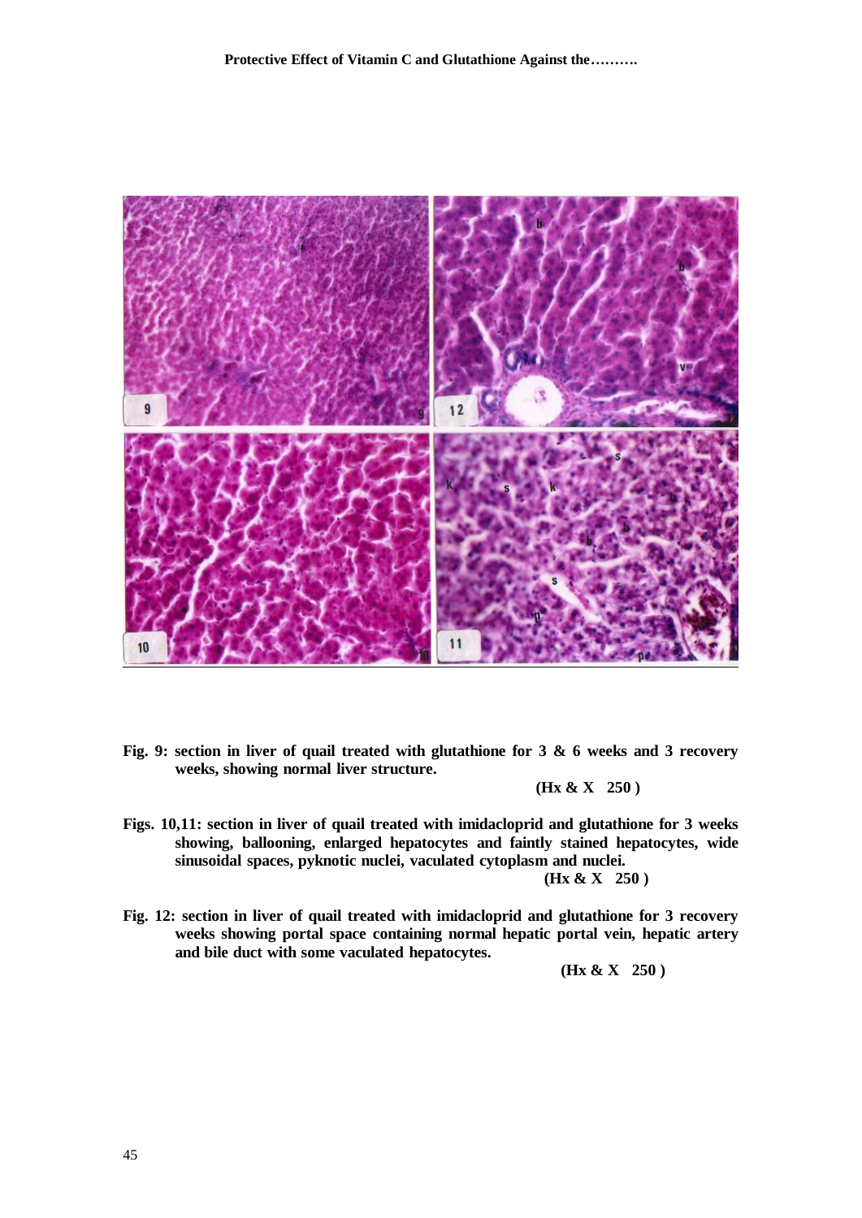**Fig. 9:** section in liver of quail treated with glutathione for 3 & 6 weeks and 3 recovery weeks, showing normal liver structure.

(Hx & X 250 )

**Figs. 10,11:** section in liver of quail treated with imidacloprid and glutathione for 3 weeks showing, ballooning, enlarged hepatocytes and faintly stained hepatocytes, wide sinusoidal spaces, pyknotic nuclei, vaculated cytoplasm and nuclei.

(Hx & X 250 )

**Fig. 12:** section in liver of quail treated with imidacloprid and glutathione for 3 recovery weeks showing portal space containing normal hepatic portal vein, hepatic artery and bile duct with some vaculated hepatocytes.

(Hx & X 250 )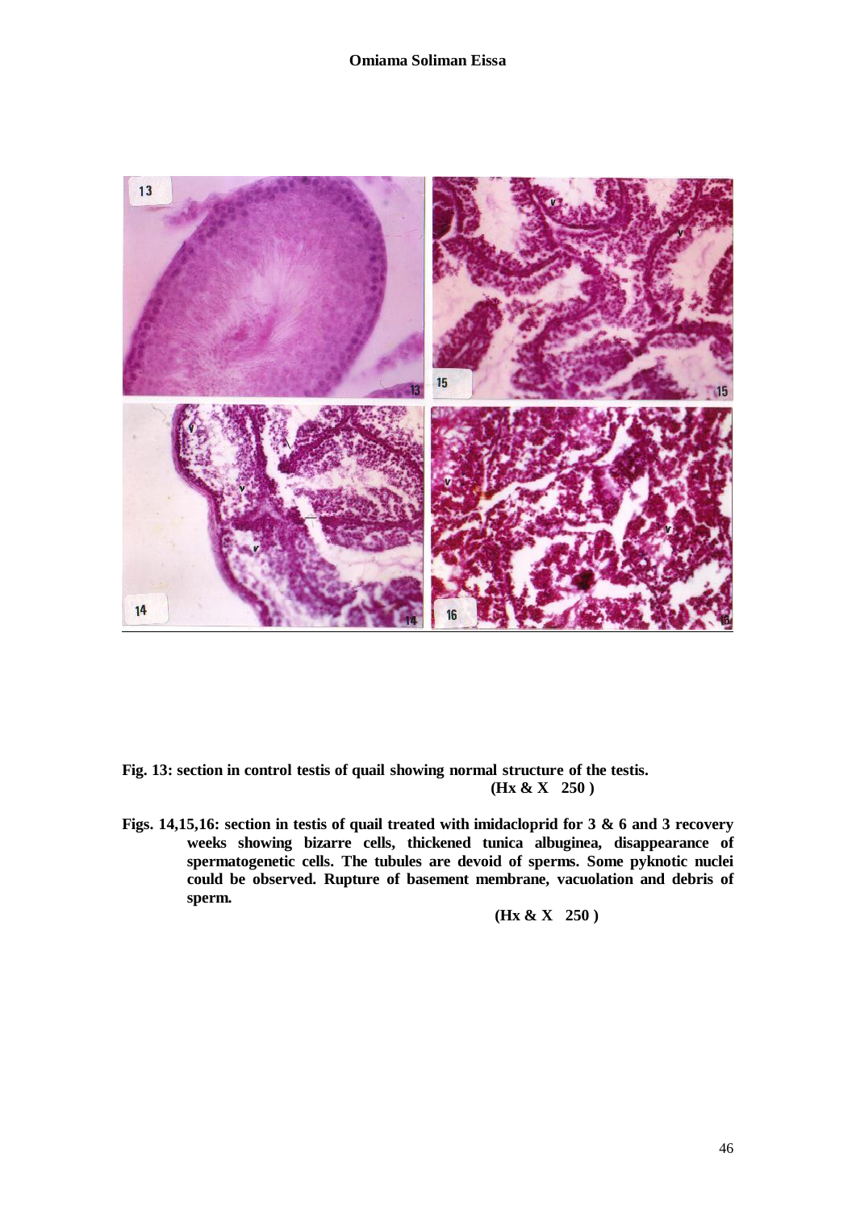**Fig. 13: section in control testis of quail showing normal structure of the testis. (Hx & X 250 )**

**Figs. 14,15,16: section in testis of quail treated with imidacloprid for 3 & 6 and 3 recovery weeks showing bizarre cells, thickened tunica albuginea, disappearance of spermatogenetic cells. The tubules are devoid of sperms. Some pyknotic nuclei could be observed. Rupture of basement membrane, vacuolation and debris of sperm.**

**(Hx & X 250 )**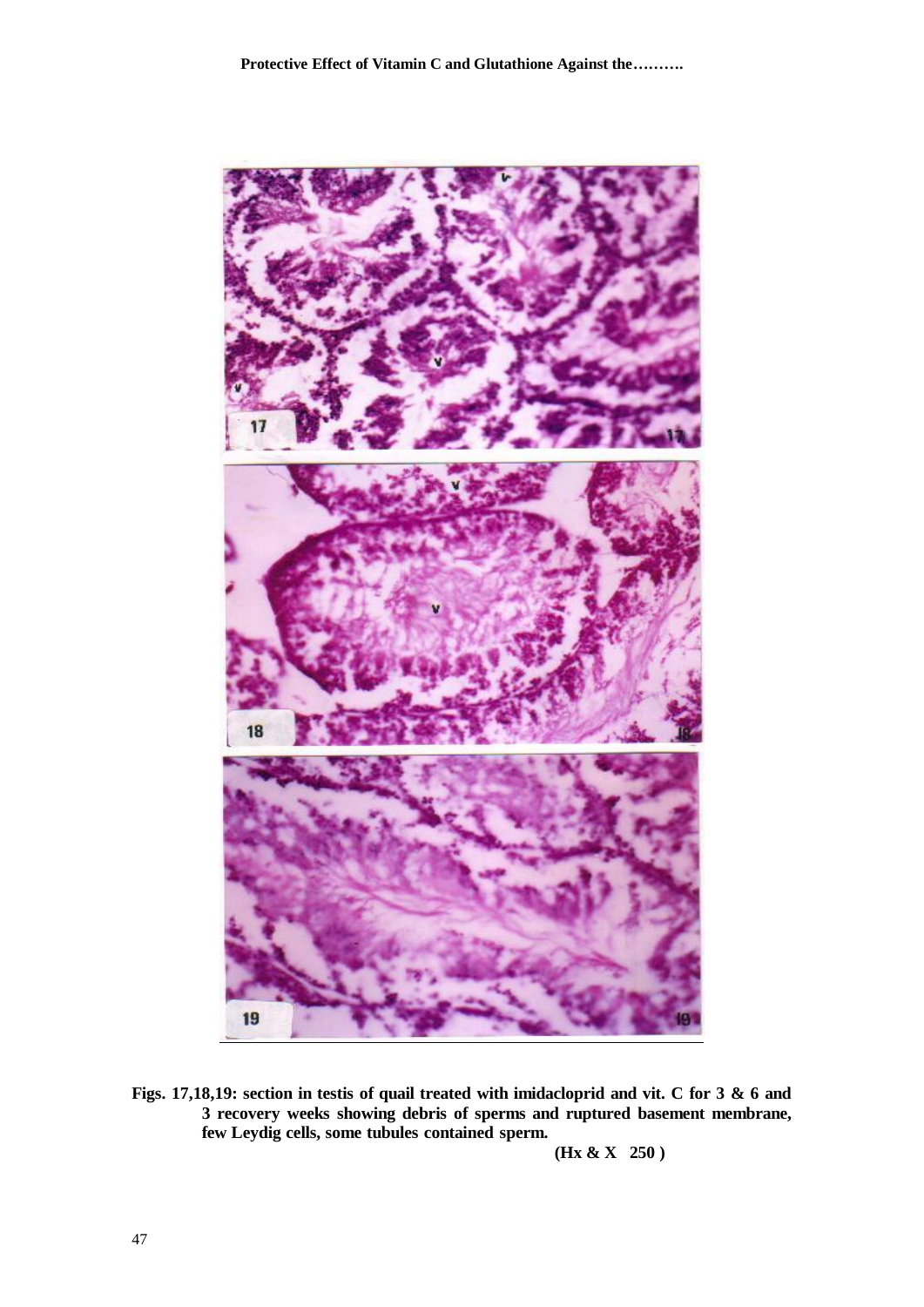Figs. 17,18,19: section in testis of quail treated with imidacloprid and vit. C for 3 & 6 and 3 recovery weeks showing debris of sperms and ruptured basement membrane, few Leydig cells, some tubules contained sperm.

**(Hx & X 250 )**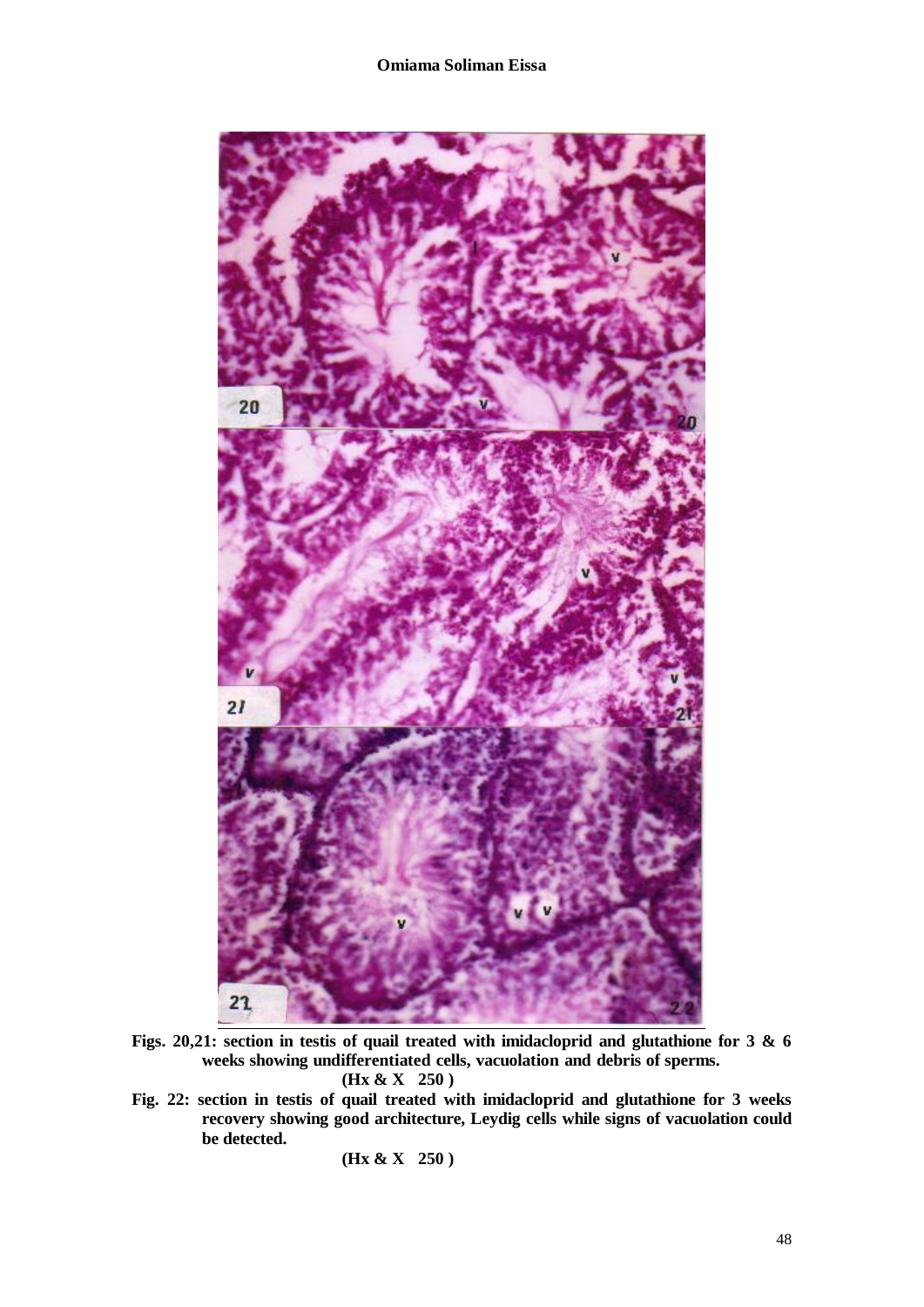Figs. 20,21: section in testis of quail treated with imidacloprid and glutathione for 3 & 6 weeks showing undifferentiated cells, vacuolation and debris of sperms.

(Hx & X 250 )

Fig. 22: section in testis of quail treated with imidacloprid and glutathione for 3 weeks recovery showing good architecture, Leydig cells while signs of vacuolation could be detected.

(Hx & X 250 )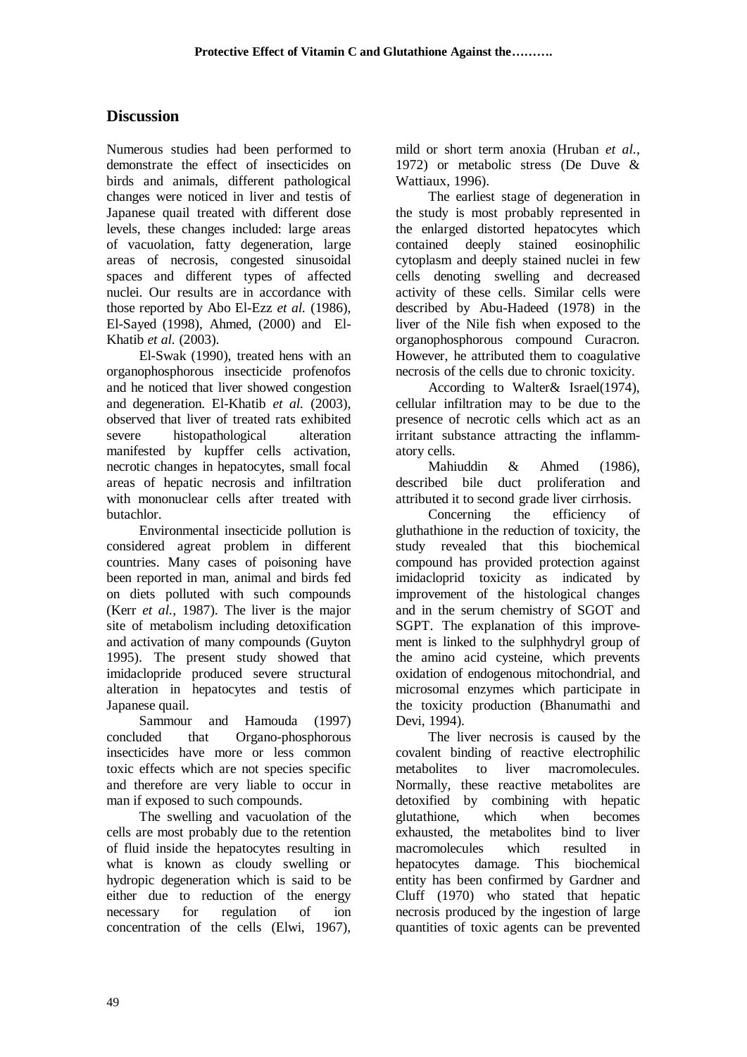## Discussion

Numerous studies had been performed to demonstrate the effect of insecticides on birds and animals, different pathological changes were noticed in liver and testis of Japanese quail treated with different dose levels, these changes included: large areas of vacuolation, fatty degeneration, large areas of necrosis, congested sinusoidal spaces and different types of affected nuclei. Our results are in accordance with those reported by Abo El-Ezz *et al.* (1986), El-Sayed (1998), Ahmed, (2000) and El-Khatib *et al.* (2003).

El-Swak (1990), treated hens with an organophosphorous insecticide profenofos and he noticed that liver showed congestion and degeneration. El-Khatib *et al.* (2003), observed that liver of treated rats exhibited severe histopathological alteration manifested by kupffer cells activation, necrotic changes in hepatocytes, small focal areas of hepatic necrosis and infiltration with mononuclear cells after treated with butachlor.

Environmental insecticide pollution is considered agreat problem in different countries. Many cases of poisoning have been reported in man, animal and birds fed on diets polluted with such compounds (Kerr *et al.,* 1987). The liver is the major site of metabolism including detoxification and activation of many compounds (Guyton 1995). The present study showed that imidaclopride produced severe structural alteration in hepatocytes and testis of Japanese quail.

Sammour and Hamouda (1997) concluded that Organo-phosphorous insecticides have more or less common toxic effects which are not species specific and therefore are very liable to occur in man if exposed to such compounds.

The swelling and vacuolation of the cells are most probably due to the retention of fluid inside the hepatocytes resulting in what is known as cloudy swelling or hydropic degeneration which is said to be either due to reduction of the energy necessary for regulation of ion concentration of the cells (Elwi, 1967), mild or short term anoxia (Hruban *et al.,* 1972) or metabolic stress (De Duve & Wattiaux, 1996).

The earliest stage of degeneration in the study is most probably represented in the enlarged distorted hepatocytes which contained deeply stained eosinophilic cytoplasm and deeply stained nuclei in few cells denoting swelling and decreased activity of these cells. Similar cells were described by Abu-Hadeed (1978) in the liver of the Nile fish when exposed to the organophosphorous compound Curacron. However, he attributed them to coagulative necrosis of the cells due to chronic toxicity.

According to Walter& Israel(1974), cellular infiltration may to be due to the presence of necrotic cells which act as an irritant substance attracting the inflammatory cells.

Mahiuddin & Ahmed (1986), described bile duct proliferation and attributed it to second grade liver cirrhosis.

Concerning the efficiency of guthathione in the reduction of toxicity, the study revealed that this biochemical compound has provided protection against imidacloprid toxicity as indicated by improvement of the histological changes and in the serum chemistry of SGOT and SGPT. The explanation of this improvement is linked to the sulphhydryl group of the amino acid cysteine, which prevents oxidation of endogenous mitochondrial, and microsomal enzymes which participate in the toxicity production (Bhanumathi and Devi, 1994).

The liver necrosis is caused by the covalent binding of reactive electrophilic metabolites to liver macromolecules. Normally, these reactive metabolites are detoxified by combining with hepatic glutathione, which when becomes exhausted, the metabolites bind to liver macromolecules which resulted in hepatocytes damage. This biochemical entity has been confirmed by Gardner and Cluff (1970) who stated that hepatic necrosis produced by the ingestion of large quantities of toxic agents can be prevented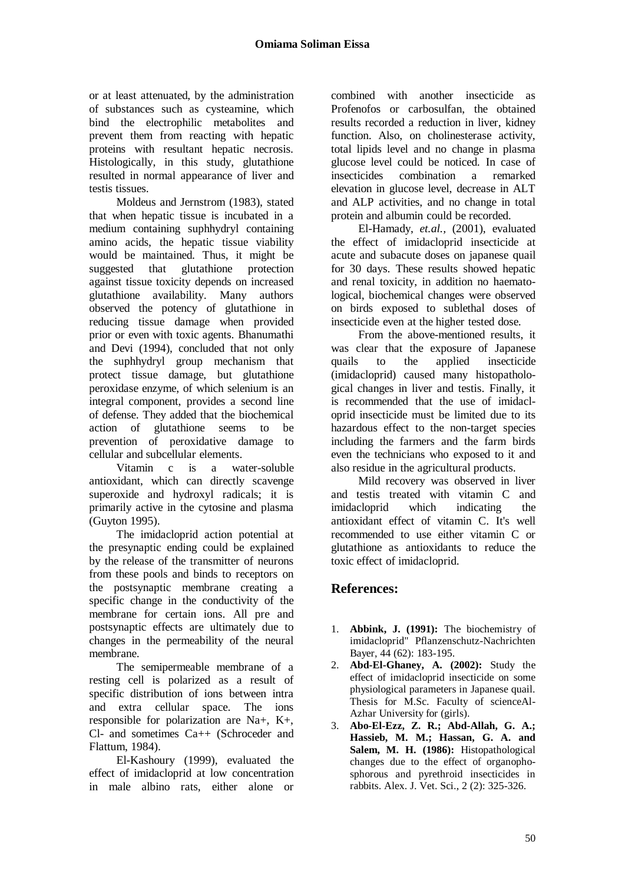or at least attenuated, by the administration of substances such as cysteamine, which bind the electrophilic metabolites and prevent them from reacting with hepatic proteins with resultant hepatic necrosis. Histologically, in this study, glutathione resulted in normal appearance of liver and testis tissues.

Moldeus and Jernstrom (1983), stated that when hepatic tissue is incubated in a medium containing suphhydryl containing amino acids, the hepatic tissue viability would be maintained. Thus, it might be suggested that glutathione protection against tissue toxicity depends on increased glutathione availability. Many authors observed the potency of glutathione in reducing tissue damage when provided prior or even with toxic agents. Bhanumathi and Devi (1994), concluded that not only the suphhydryl group mechanism that protect tissue damage, but glutathione peroxidase enzyme, of which selenium is an integral component, provides a second line of defense. They added that the biochemical action of glutathione seems to be prevention of peroxidative damage to cellular and subcellular elements.

Vitamin c is a water-soluble antioxidant, which can directly scavenge superoxide and hydroxyl radicals; it is primarily active in the cytosine and plasma (Guyton 1995).

The imidacloprid action potential at the presynaptic ending could be explained by the release of the transmitter of neurons from these pools and binds to receptors on the postsynaptic membrane creating a specific change in the conductivity of the membrane for certain ions. All pre and postsynaptic effects are ultimately due to changes in the permeability of the neural membrane.

The semipermeable membrane of a resting cell is polarized as a result of specific distribution of ions between intra and extra cellular space. The ions responsible for polarization are $Na^+$, $K^+$, $Cl^-$ and sometimes $Ca^{++}$ (Schroceder and Flattum, 1984).

El-Kashoury (1999), evaluated the effect of imidacloprid at low concentration in male albino rats, either alone or combined with another insecticide as Profenofos or carbosulfan, the obtained results recorded a reduction in liver, kidney function. Also, on cholinesterase activity, total lipids level and no change in plasma glucose level could be noticed. In case of insecticides combination a remarked elevation in glucose level, decrease in ALT and ALP activities, and no change in total protein and albumin could be recorded.

El-Hamady, *et.al.*, (2001), evaluated the effect of imidacloprid insecticide at acute and subacute doses on japanese quail for 30 days. These results showed hepatic and renal toxicity, in addition no haematological, biochemical changes were observed on birds exposed to sublethal doses of insecticide even at the higher tested dose.

From the above-mentioned results, it was clear that the exposure of Japanese quails to the applied insecticide (imidacloprid) caused many histopathological changes in liver and testis. Finally, it is recommended that the use of imidacloprid insecticide must be limited due to its hazardous effect to the non-target species including the farmers and the farm birds even the technicians who exposed to it and also residue in the agricultural products.

Mild recovery was observed in liver and testis treated with vitamin C and imidacloprid which indicating the antioxidant effect of vitamin C. It's well recommended to use either vitamin C or glutathione as antioxidants to reduce the toxic effect of imidacloprid.

## References:

1. **Abbink, J. (1991):** The biochemistry of imidacloprid" Pflanzenschutz-Nachrichten Bayer, 44 (62): 183-195.
2. **Abd-El-Ghaney, A. (2002):** Study the effect of imidacloprid insecticide on some physiological parameters in Japanese quail. Thesis for M.Sc. Faculty of scienceAl-Azhar University for (girls).
3. **Abo-El-Ezz, Z. R.; Abd-Allah, G. A.; Hassieb, M. M.; Hassan, G. A. and Salem, M. H. (1986):** Histopathological changes due to the effect of organophosphorous and pyrethroid insecticides in rabbits. Alex. J. Vet. Sci., 2 (2): 325-326.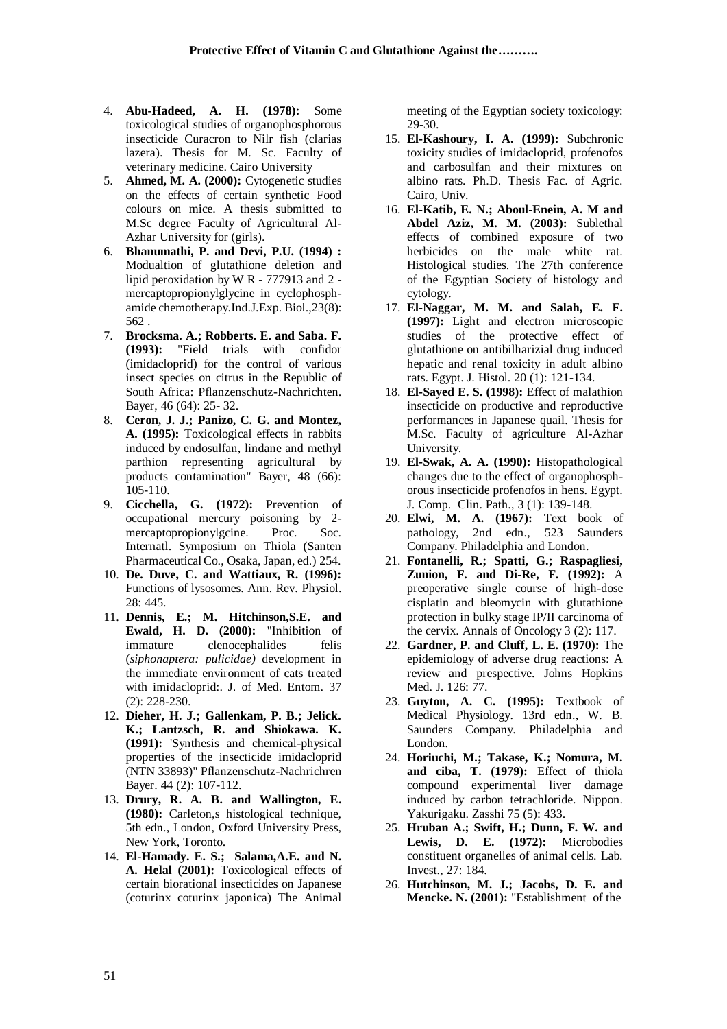4. **Abu-Hadeed, A. H. (1978):** Some toxicological studies of organophosphorous insecticide Curacron to Nilr fish (clarias lazera). Thesis for M. Sc. Faculty of veterinary medicine. Cairo University
5. **Ahmed, M. A. (2000):** Cytogenetic studies on the effects of certain synthetic Food colours on mice. A thesis submitted to M.Sc degree Faculty of Agricultural Al-Azhar University for (girls).
6. **Bhanumathi, P. and Devi, P.U. (1994) :** Modualtion of glutathione deletion and lipid peroxidation by W R - 777913 and 2 - mercaptopropionylglycine in cyclophosphamide chemotherapy.Ind.J.Exp. Biol.,23(8): 562 .
7. **Brocksma. A.; Robberts. E. and Saba. F. (1993):** "Field trials with confidor (imidacloprid) for the control of various insect species on citrus in the Republic of South Africa: Pflanzenschutz-Nachrichten. Bayer, 46 (64): 25- 32.
8. **Ceron, J. J.; Panizo, C. G. and Montez, A. (1995):** Toxicological effects in rabbits induced by endosulfan, lindane and methyl parthion representing agricultural by products contamination" Bayer, 48 (66): 105-110.
9. **Cicchella, G. (1972):** Prevention of occupational mercury poisoning by 2-mercaptopropionylgcine. Proc. Soc. Internatl. Symposium on Thiola (Santen Pharmaceutical Co., Osaka, Japan, ed.) 254.
10. **De. Duve, C. and Wattiaux, R. (1996):** Functions of lysosomes. Ann. Rev. Physiol. 28: 445.
11. **Dennis, E.; M. Hitchinson,S.E. and Ewald, H. D. (2000):** "Inhibition of immature clenocephalides felis (*siphonaptera: pulicidae)* development in the immediate environment of cats treated with imidacloprid:. J. of Med. Entom. 37 (2): 228-230.
12. **Dieher, H. J.; Gallenkam, P. B.; Jelick. K.; Lantzsch, R. and Shiokawa. K. (1991):** 'Synthesis and chemical-physical properties of the insecticide imidacloprid (NTN 33893)" Pflanzenschutz-Nachrichren Bayer. 44 (2): 107-112.
13. **Drury, R. A. B. and Wallington, E. (1980):** Carleton,s histological technique, 5th edn., London, Oxford University Press, New York, Toronto.
14. **El-Hamady. E. S.; Salama,A.E. and N. A. Helal (2001):** Toxicological effects of certain biorational insecticides on Japanese (coturinx coturinx japonica) The Animal meeting of the Egyptian society toxicology: 29-30.
15. **El-Kashoury, I. A. (1999):** Subchronic toxicity studies of imidacloprid, profenofos and carbosulfan and their mixtures on albino rats. Ph.D. Thesis Fac. of Agric. Cairo, Univ.
16. **El-Katib, E. N.; Aboul-Enein, A. M and Abdel Aziz, M. M. (2003):** Sublethal effects of combined exposure of two herbicides on the male white rat. Histological studies. The 27th conference of the Egyptian Society of histology and cytology.
17. **El-Naggar, M. M. and Salah, E. F. (1997):** Light and electron microscopic studies of the protective effect of glutathione on antibilharizial drug induced hepatic and renal toxicity in adult albino rats. Egypt. J. Histol. 20 (1): 121-134.
18. **El-Sayed E. S. (1998):** Effect of malathion insecticide on productive and reproductive performances in Japanese quail. Thesis for M.Sc. Faculty of agriculture Al-Azhar University.
19. **El-Swak, A. A. (1990):** Histopathological changes due to the effect of organophosphorous insecticide profenofos in hens. Egypt. J. Comp. Clin. Path., 3 (1): 139-148.
20. **Elwi, M. A. (1967):** Text book of pathology, 2nd edn., 523 Saunders Company. Philadelphia and London.
21. **Fontanelli, R.; Spatti, G.; Raspagliesi, Zunion, F. and Di-Re, F. (1992):** A preoperative single course of high-dose cisplatin and bleomycin with glutathione protection in bulky stage IP/II carcinoma of the cervix. Annals of Oncology 3 (2): 117.
22. **Gardner, P. and Cluff, L. E. (1970):** The epidemiology of adverse drug reactions: A review and prespective. Johns Hopkins Med. J. 126: 77.
23. **Guyton, A. C. (1995):** Textbook of Medical Physiology. 13rd edn., W. B. Saunders Company. Philadelphia and London.
24. **Horiuchi, M.; Takase, K.; Nomura, M. and ciba, T. (1979):** Effect of thiola compound experimental liver damage induced by carbon tetrachloride. Nippon. Yakurigaku. Zasshi 75 (5): 433.
25. **Hruban A.; Swift, H.; Dunn, F. W. and Lewis, D. E. (1972):** Microbodies constituent organelles of animal cells. Lab. Invest., 27: 184.
26. **Hutchinson, M. J.; Jacobs, D. E. and Mencke. N. (2001):** "Establishment of the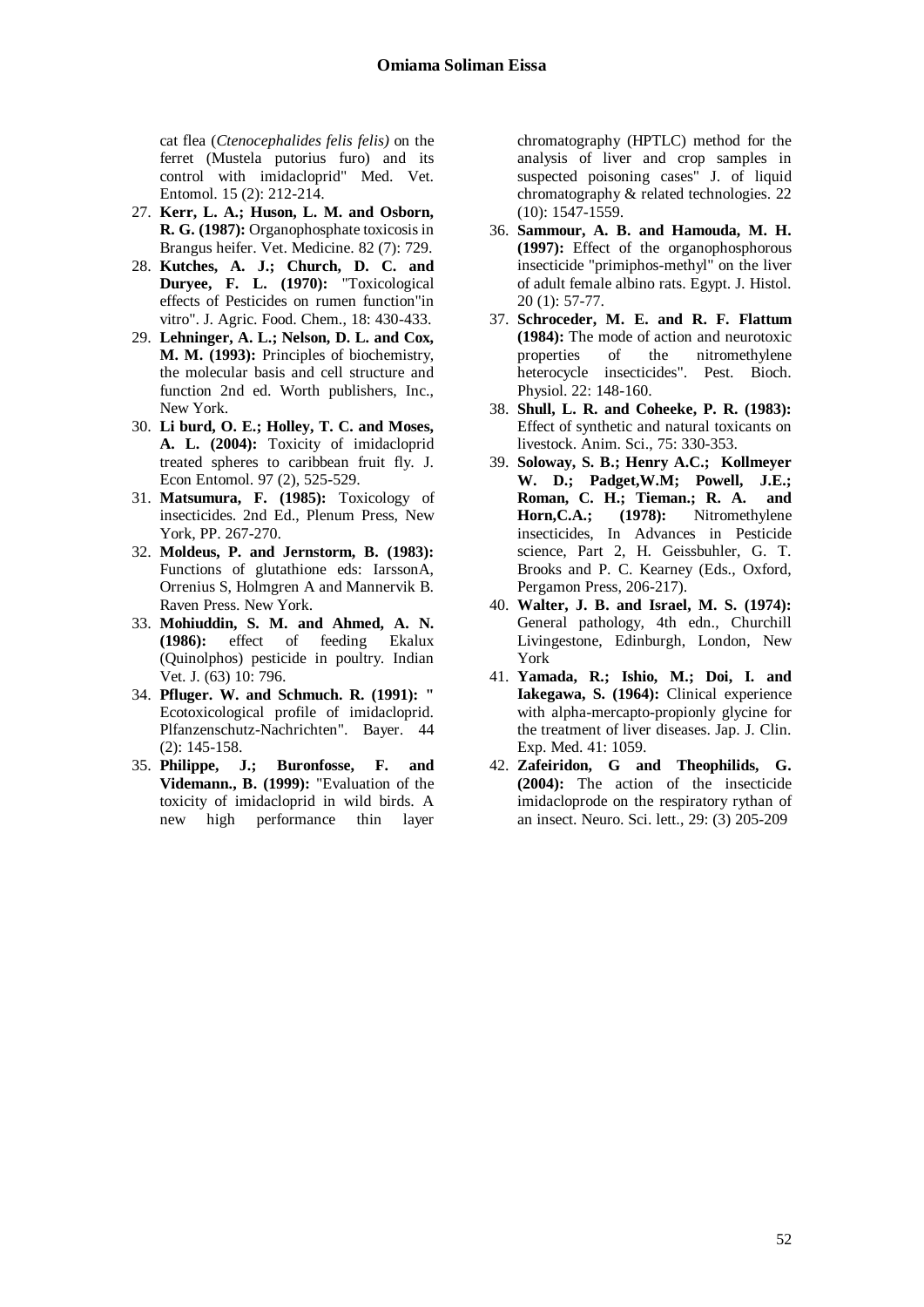cat flea (*Ctenocephalides felis felis)* on the ferret (Mustela putorius furo) and its control with imidacloprid" Med. Vet. Entomol. 15 (2): 212-214.

27. **Kerr, L. A.; Huson, L. M. and Osborn, R. G. (1987):** Organophosphate toxicosis in Brangus heifer. Vet. Medicine. 82 (7): 729.
28. **Kutches, A. J.; Church, D. C. and Duryee, F. L. (1970):** "Toxicological effects of Pesticides on rumen function"in vitro". J. Agric. Food. Chem., 18: 430-433.
29. **Lehninger, A. L.; Nelson, D. L. and Cox, M. M. (1993):** Principles of biochemistry, the molecular basis and cell structure and function 2nd ed. Worth publishers, Inc., New York.
30. **Li burd, O. E.; Holley, T. C. and Moses, A. L. (2004):** Toxicity of imidacloprid treated spheres to caribbean fruit fly. J. Econ Entomol. 97 (2), 525-529.
31. **Matsumura, F. (1985):** Toxicology of insecticides. 2nd Ed., Plenum Press, New York, PP. 267-270.
32. **Moldeus, P. and Jernstorm, B. (1983):** Functions of glutathione eds: IarssonA, Orrenius S, Holmgren A and Mannervik B. Raven Press. New York.
33. **Mohiuddin, S. M. and Ahmed, A. N. (1986):** effect of feeding Ekalux (Quinolphos) pesticide in poultry. Indian Vet. J. (63) 10: 796.
34. **Pfluger. W. and Schmuch. R. (1991): "** Ecotoxicological profile of imidacloprid. Plfanzenschutz-Nachrichten". Bayer. 44 (2): 145-158.
35. **Philippe, J.; Buronfosse, F. and Videmann., B. (1999):** "Evaluation of the toxicity of imidacloprid in wild birds. A new high performance thin layer chromatography (HPTLC) method for the analysis of liver and crop samples in suspected poisoning cases" J. of liquid chromatography & related technologies. 22 (10): 1547-1559.
36. **Sammour, A. B. and Hamouda, M. H. (1997):** Effect of the organophosphorous insecticide "primiphos-methyl" on the liver of adult female albino rats. Egypt. J. Histol. 20 (1): 57-77.
37. **Schroceder, M. E. and R. F. Flattum (1984):** The mode of action and neurotoxic properties of the nitromethylene heterocycle insecticides". Pest. Bioch. Physiol. 22: 148-160.
38. **Shull, L. R. and Coheeke, P. R. (1983):** Effect of synthetic and natural toxicants on livestock. Anim. Sci., 75: 330-353.
39. **Soloway, S. B.; Henry A.C.; Kollmeyer W. D.; Padget,W.M; Powell, J.E.; Roman, C. H.; Tieman.; R. A. and Horn,C.A.; (1978):** Nitromethylene insecticides, In Advances in Pesticide science, Part 2, H. Geissbuhler, G. T. Brooks and P. C. Kearney (Eds., Oxford, Pergamon Press, 206-217).
40. **Walter, J. B. and Israel, M. S. (1974):** General pathology, 4th edn., Churchill Livingestone, Edinburgh, London, New York
41. **Yamada, R.; Ishio, M.; Doi, I. and Iakegawa, S. (1964):** Clinical experience with alpha-mercapto-propionly glycine for the treatment of liver diseases. Jap. J. Clin. Exp. Med. 41: 1059.
42. **Zafeiridon, G and Theophilids, G. (2004):** The action of the insecticide imidacloprode on the respiratory rythan of an insect. Neuro. Sci. lett., 29: (3) 205-209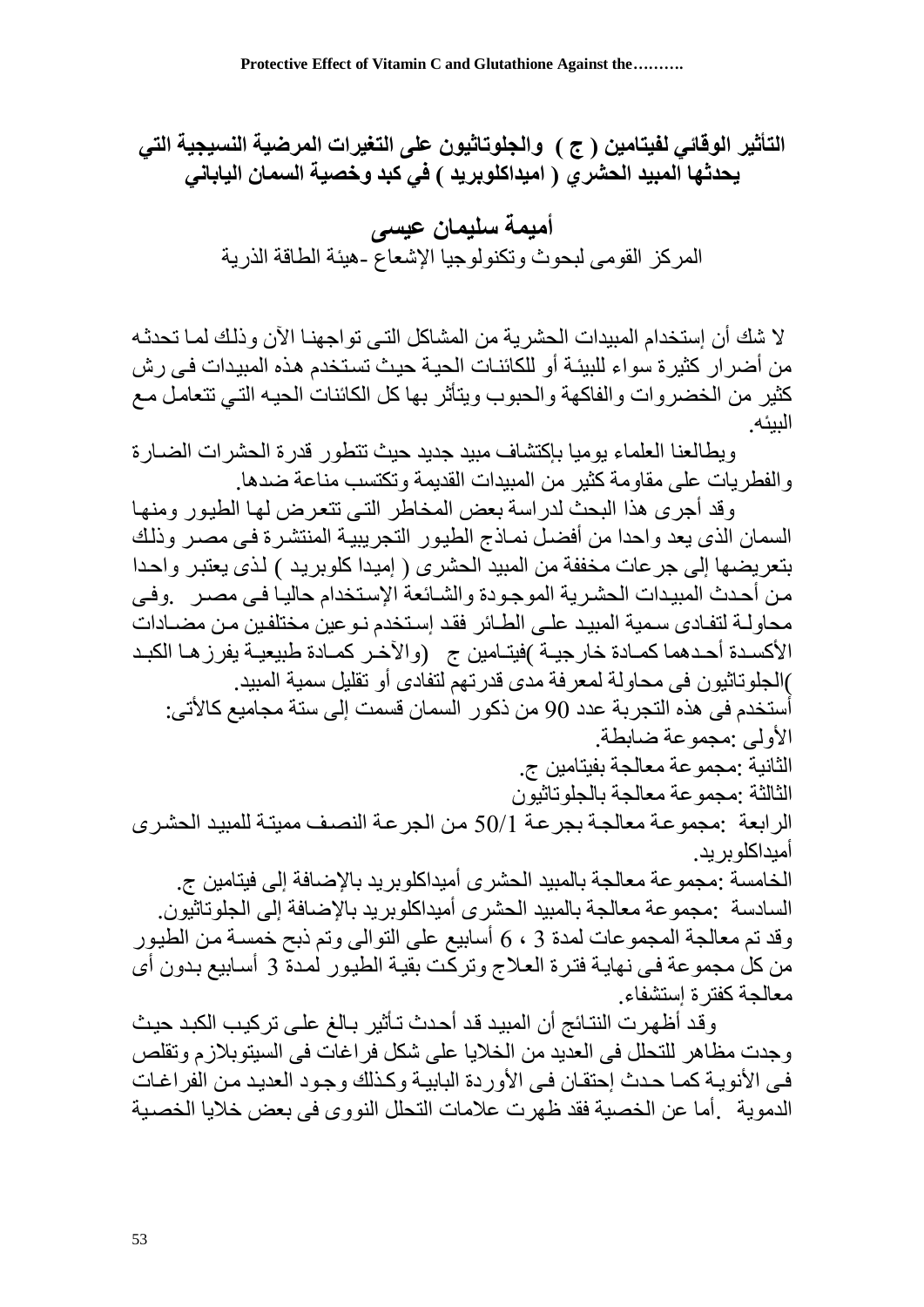# التأثير الوقائي لفيتامين ( ج ) والجلوتاثيون على التغيرات المرضية النسيجية التي يحدثها المبيد الحشري ( اميداكلوبريد ) في كبد وخصية السمان الياباني

## أميمة سليمان عيسى

المركز القومى لبحوث وتكنولوجيا الإشعاع -هيئة الطاقة الذرية

لا شك أن إستخدام المبيدات الحشرية من المشاكل التى تواجهنا الآن وذلك لما تحدثه من أضرار كثيرة سواء للبيئة أو للكائنات الحية حيث تستخدم هذه المبيدات فى رش كثير من الخضروات والفاكهة والحبوب ويتأثر بها كل الكائنات الحيه التي تتعامل مع البيئه.

ويطالعنا العلماء يوميا بإكتشاف مبيد جديد حيث تتطور قدرة الحشرات الضارة والفطريات على مقاومة كثير من المبيدات القديمة وتكتسب مناعة ضدها.

وقد أجرى هذا البحث لدراسة بعض المخاطر التى تتعرض لها الطيور ومنها السمان الذى يعد واحدا من أفضل نماذج الطيور التجريبية المنتشرة فى مصر وذلك بتعريضها إلى جرعات مخففة من المبيد الحشرى ( إميدا كلوبريد ) لذى يعتبر واحدا من أحدث المبيدات الحشرية الموجودة والشائعة الإستخدام حاليا فى مصر .وفى محاولة لتفادى سمية المبيد على الطائر فقد إستخدم نوعين مختلفين من مضادات الأكسدة أحدهما كمادة خارجية )فيتامين ج (والآخر كمادة طبيعية يفرزها الكبد )الجلوتاثيون فى محاولة لمعرفة مدى قدرتهم لتفادى أو تقليل سمية المبيد.

أستخدم فى هذه التجربة عدد 90 من ذكور السمان قسمت إلى ستة مجاميع كالأتى:

الأولى :مجموعة ضابطة.

الثانية :مجموعة معالجة بفيتامين ج.

الثالثة :مجموعة معالجة بالجلوتاثيون

الرابعة :مجموعة معالجة بجرعة 50/1 من الجرعة النصف مميتة للمبيد الحشرى أميداكلوبريد.

الخامسة :مجموعة معالجة بالمبيد الحشرى أميداكلوبريد بالإضافة إلى فيتامين ج.

السادسة :مجموعة معالجة بالمبيد الحشرى أميداكلوبريد بالإضافة إلى الجلوتاثيون.

وقد تم معالجة المجموعات لمدة 3 ، 6 أسابيع على التوالى وتم ذبح خمسة من الطيور من كل مجموعة فى نهاية فترة العلاج وتركت بقية الطيور لمدة 3 أسابيع بدون أى معالجة كفترة إستشفاء.

وقد أظهرت النتائج أن المبيد قد أحدث تأثير بالغ على تركيب الكبد حيث وجدت مظاهر للتحلل فى العديد من الخلايا على شكل فراغات فى السيتوبلازم وتقلص فى الأنوية كما حدث إحتقان فى الأوردة البابية وكذلك وجود العديد من الفراغات الدموية .أما عن الخصية فقد ظهرت علامات التحلل النووى فى بعض خلايا الخصية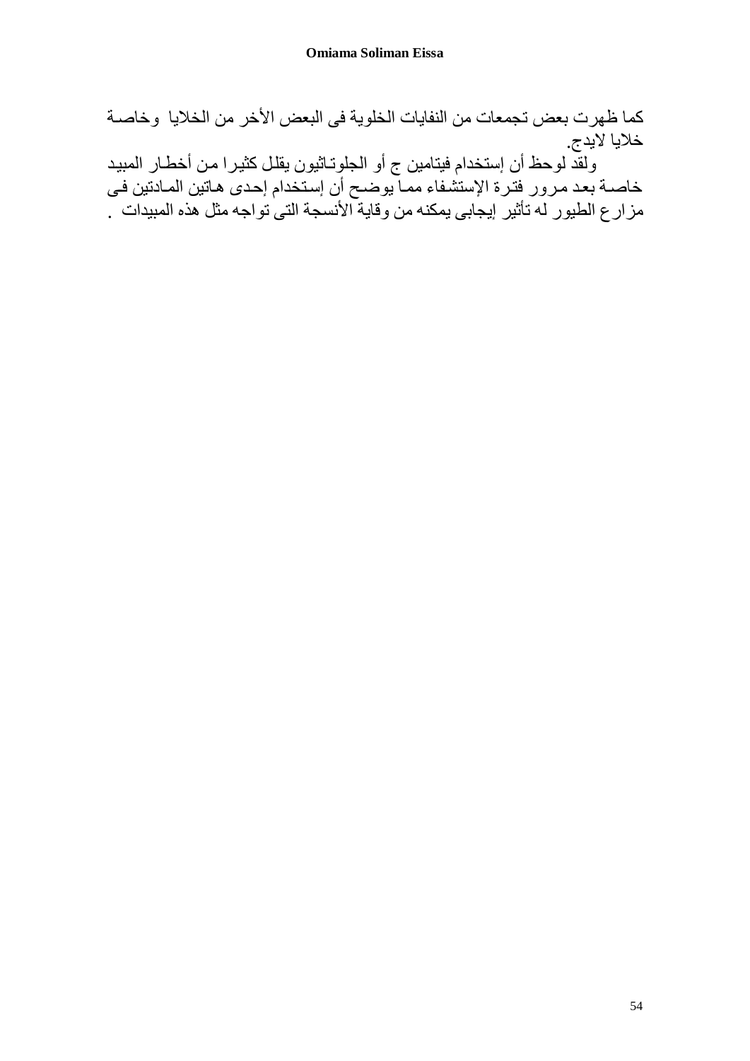كما ظهرت بعض تجمعات من النفايات الخلوية فى البعض الأخر من الخلايا وخاصة خلايا لايدج.

ولقد لوحظ أن إستخدام فيتامين ج أو الجلوتاثيون يقلل كثيرا من أخطار المبيد خاصة بعد مرور فترة الإستشفاء مما يوضح أن إستخدام إحدى هاتين المادتين فى مزارع الطيور له تأثير إيجابى يمكنه من وقاية الأنسجة التى تواجه مثل هذه المبيدات .